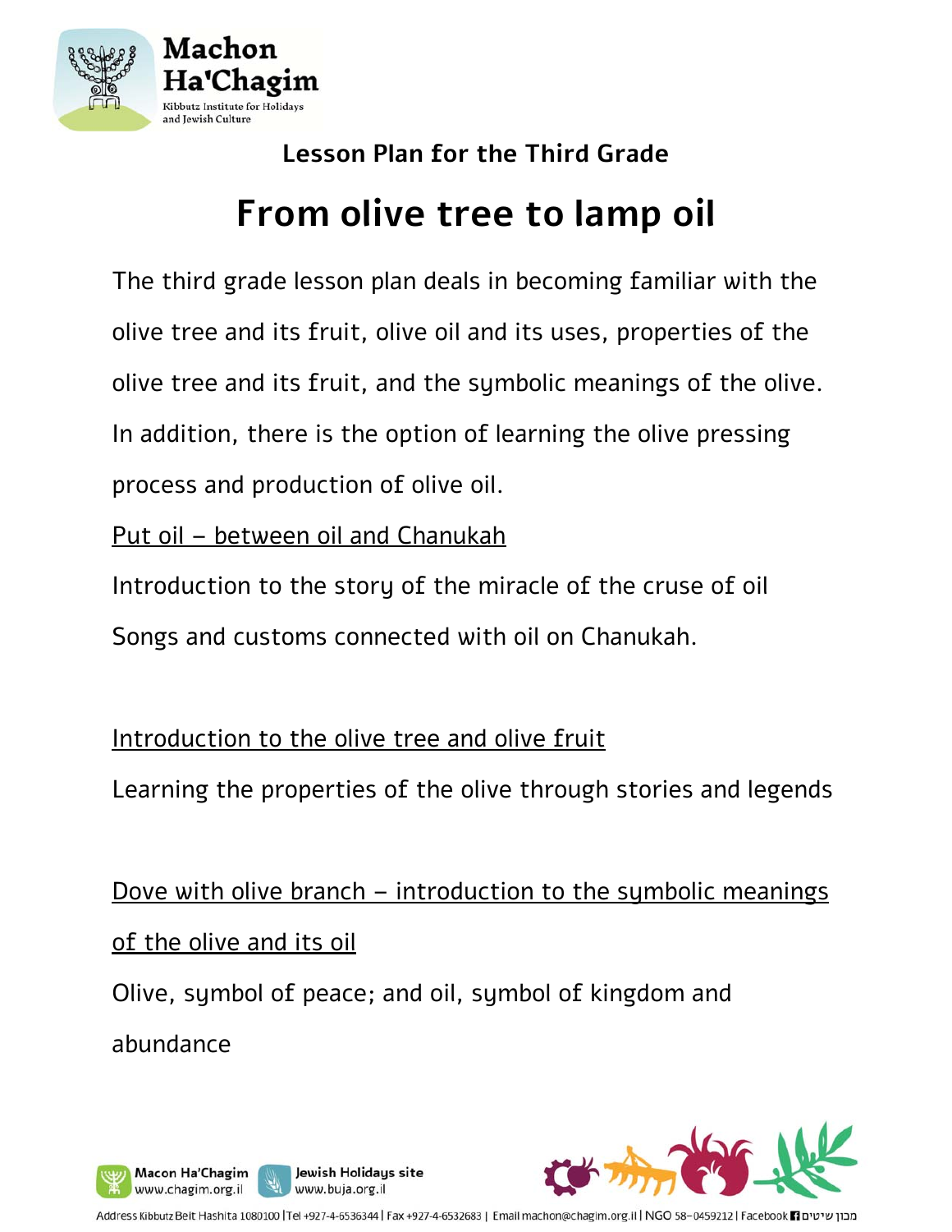Machon Ha'Chagim

Kibbutz Institute for Holidays and Jewish Culture

### Lesson Plan for the Third Grade

# From olive tree to lamp oil

The third grade lesson plan deals in becoming familiar with the olive tree and its fruit, olive oil and its uses, properties of the olive tree and its fruit, and the symbolic meanings of the olive. In addition, there is the option of learning the olive pressing process and production of olive oil.

<u>Put oil – between oil and Chanukah</u>

Introduction to the story of the miracle of the cruse of oil

Songs and customs connected with oil on Chanukah.

<u>Introduction to the olive tree and olive fruit</u>

Learning the properties of the olive through stories and legends

<u>Dove with olive branch – introduction to the symbolic meanings of the olive and its oil</u>

Olive, symbol of peace; and oil, symbol of kingdom and abundance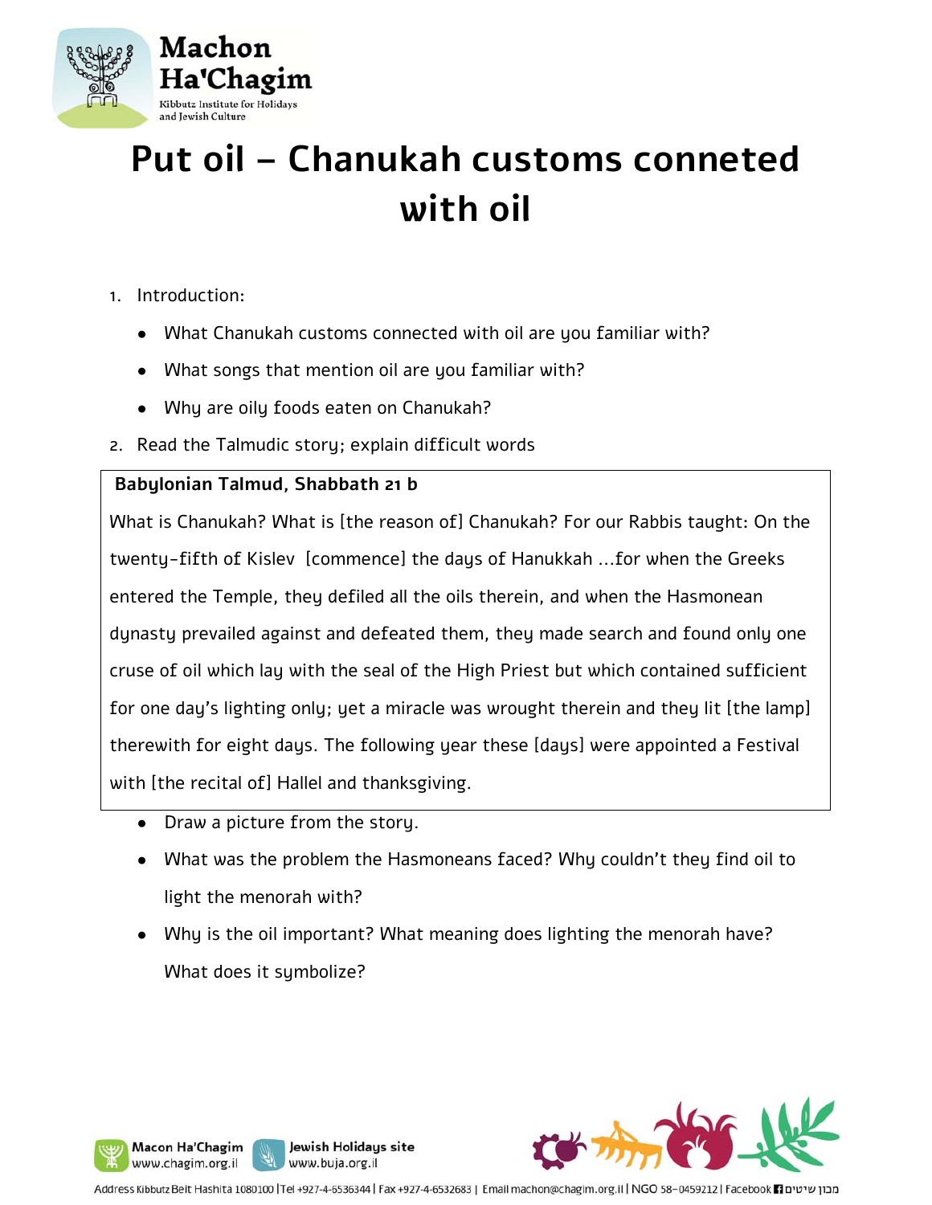# Put oil – Chanukah customs conneted with oil

1. Introduction:
   - What Chanukah customs connected with oil are you familiar with?
   - What songs that mention oil are you familiar with?
   - Why are oily foods eaten on Chanukah?
2. Read the Talmudic story; explain difficult words

**Babylonian Talmud, Shabbath 21 b**

What is Chanukah? What is [the reason of] Chanukah? For our Rabbis taught: On the twenty-fifth of Kislev [commence] the days of Hanukkah ...for when the Greeks entered the Temple, they defiled all the oils therein, and when the Hasmonean dynasty prevailed against and defeated them, they made search and found only one cruse of oil which lay with the seal of the High Priest but which contained sufficient for one day's lighting only; yet a miracle was wrought therein and they lit [the lamp] therewith for eight days. The following year these [days] were appointed a Festival with [the recital of] Hallel and thanksgiving.

- Draw a picture from the story.
- What was the problem the Hasmoneans faced? Why couldn't they find oil to light the menorah with?
- Why is the oil important? What meaning does lighting the menorah have? What does it symbolize?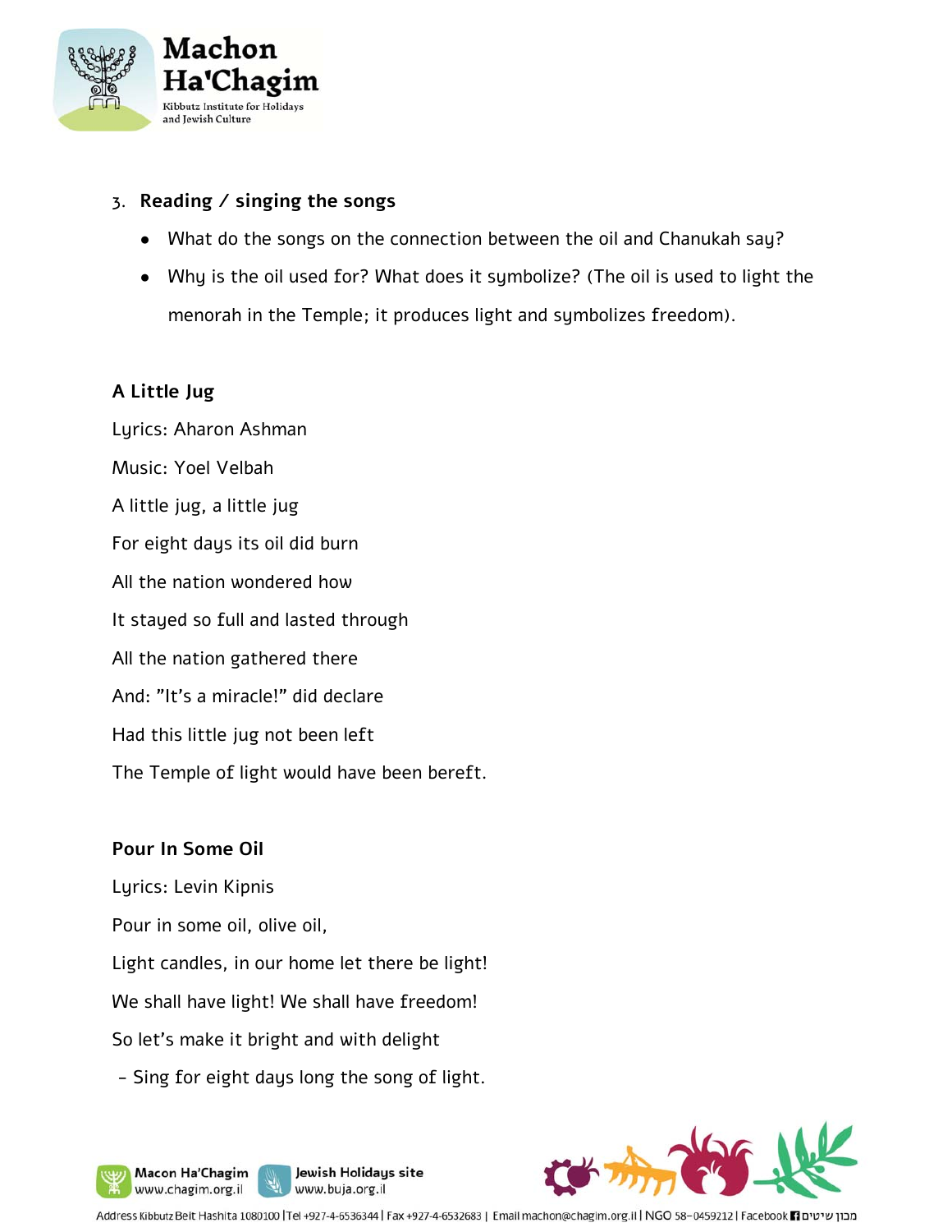3. **Reading / singing the songs**

- What do the songs on the connection between the oil and Chanukah say?
- Why is the oil used for? What does it symbolize? (The oil is used to light the menorah in the Temple; it produces light and symbolizes freedom).

**A Little Jug**

Lyrics: Aharon Ashman

Music: Yoel Velbah

A little jug, a little jug

For eight days its oil did burn

All the nation wondered how

It stayed so full and lasted through

All the nation gathered there

And: "It's a miracle!" did declare

Had this little jug not been left

The Temple of light would have been bereft.

**Pour In Some Oil**

Lyrics: Levin Kipnis

Pour in some oil, olive oil,

Light candles, in our home let there be light!

We shall have light! We shall have freedom!

So let's make it bright and with delight

- Sing for eight days long the song of light.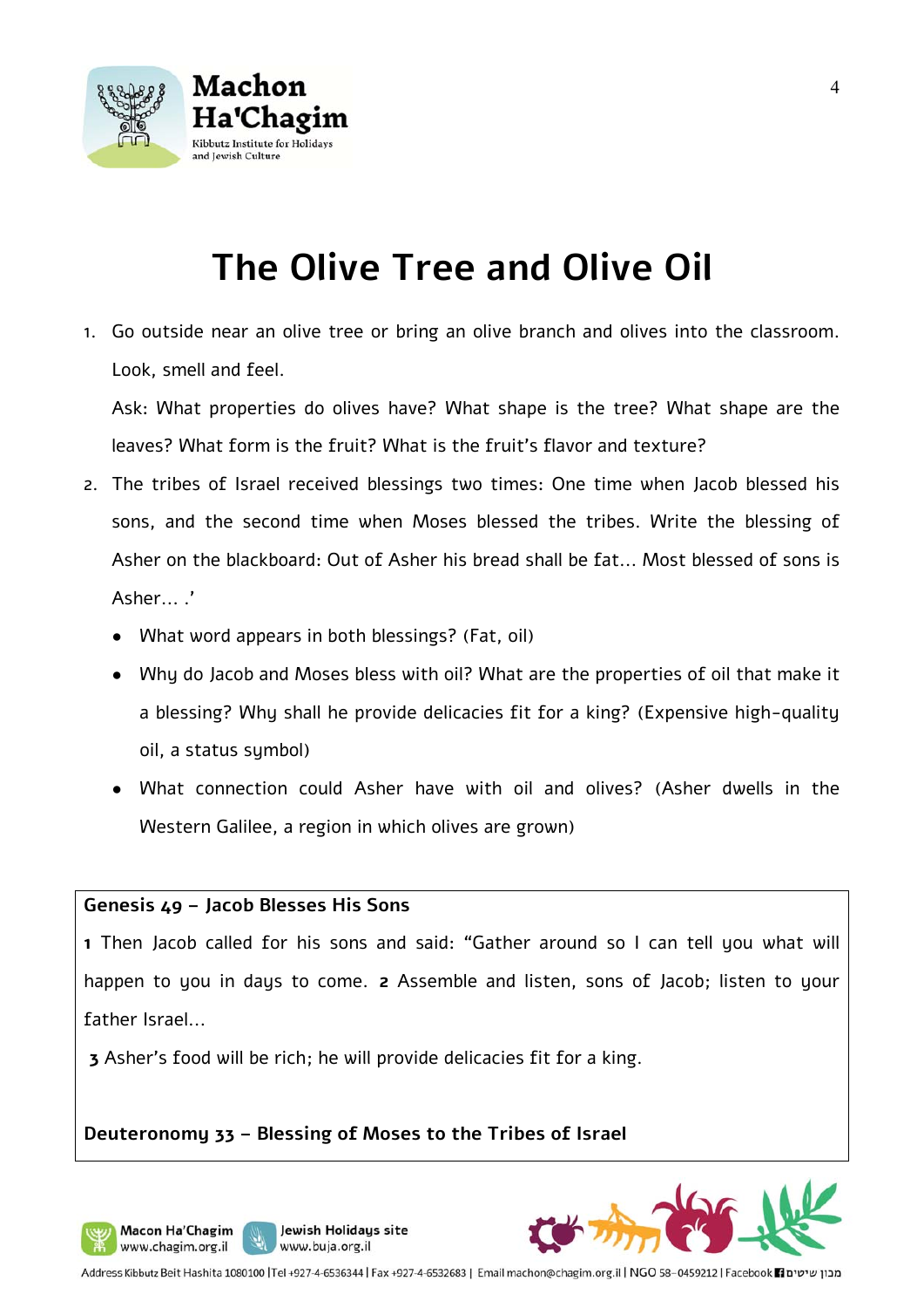# The Olive Tree and Olive Oil

1. Go outside near an olive tree or bring an olive branch and olives into the classroom. Look, smell and feel.

   Ask: What properties do olives have? What shape is the tree? What shape are the leaves? What form is the fruit? What is the fruit's flavor and texture?

2. The tribes of Israel received blessings two times: One time when Jacob blessed his sons, and the second time when Moses blessed the tribes. Write the blessing of Asher on the blackboard: Out of Asher his bread shall be fat… Most blessed of sons is Asher… .'

   - What word appears in both blessings? (Fat, oil)
   - Why do Jacob and Moses bless with oil? What are the properties of oil that make it a blessing? Why shall he provide delicacies fit for a king? (Expensive high-quality oil, a status symbol)
   - What connection could Asher have with oil and olives? (Asher dwells in the Western Galilee, a region in which olives are grown)

**Genesis 49 – Jacob Blesses His Sons**

**1** Then Jacob called for his sons and said: "Gather around so I can tell you what will happen to you in days to come. **2** Assemble and listen, sons of Jacob; listen to your father Israel…

**3** Asher's food will be rich; he will provide delicacies fit for a king.

**Deuteronomy 33 – Blessing of Moses to the Tribes of Israel**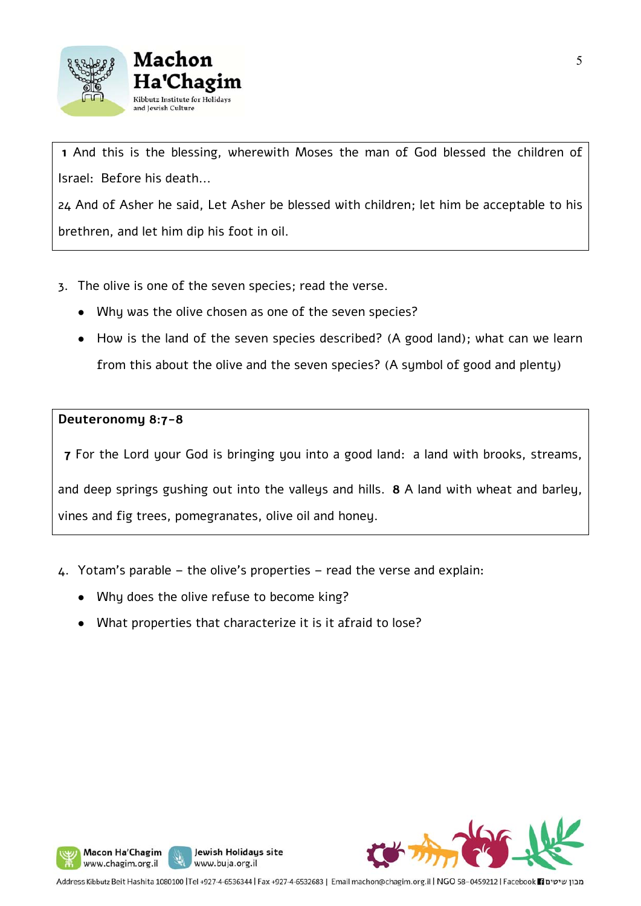**1** And this is the blessing, wherewith Moses the man of God blessed the children of Israel: Before his death...

24 And of Asher he said, Let Asher be blessed with children; let him be acceptable to his brethren, and let him dip his foot in oil.

3. The olive is one of the seven species; read the verse.
   - Why was the olive chosen as one of the seven species?
   - How is the land of the seven species described? (A good land); what can we learn from this about the olive and the seven species? (A symbol of good and plenty)

**Deuteronomy 8:7-8**

**7** For the Lord your God is bringing you into a good land: a land with brooks, streams, and deep springs gushing out into the valleys and hills. **8** A land with wheat and barley, vines and fig trees, pomegranates, olive oil and honey.

4. Yotam's parable – the olive's properties – read the verse and explain:
   - Why does the olive refuse to become king?
   - What properties that characterize it is it afraid to lose?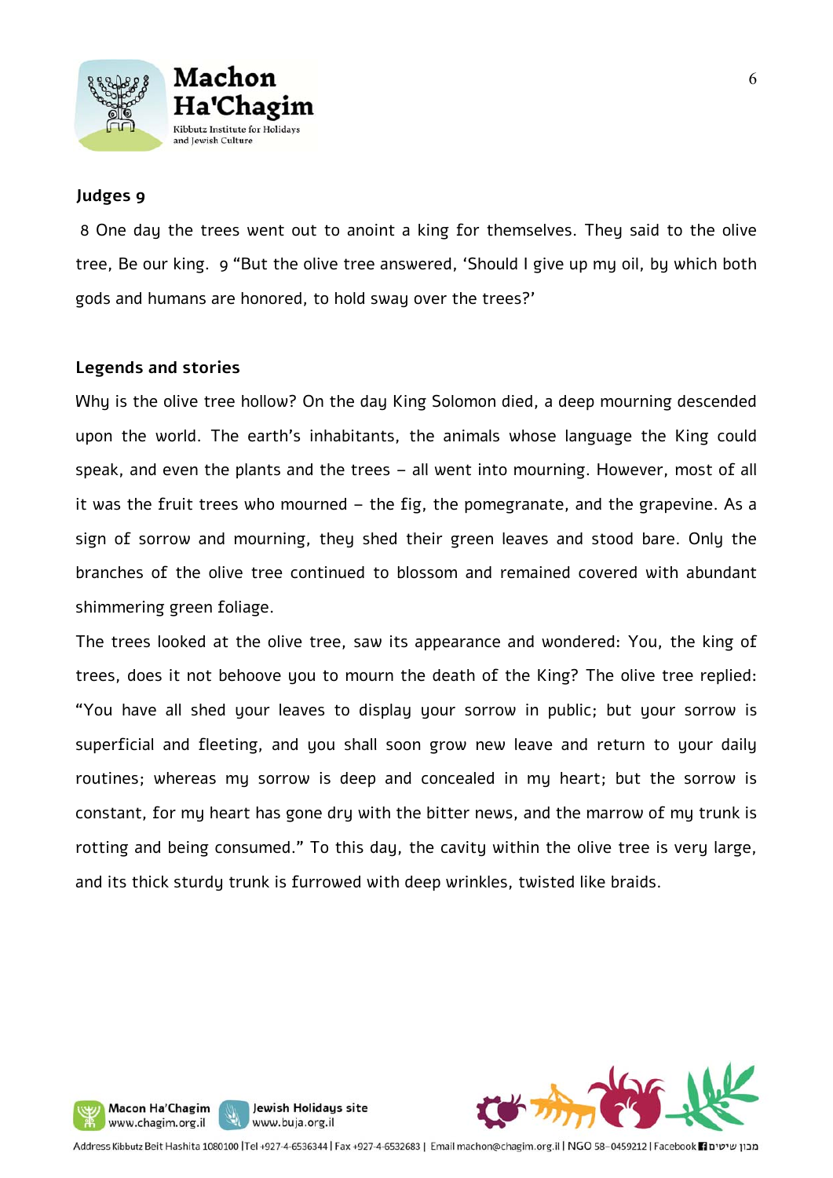## Judges 9

8 One day the trees went out to anoint a king for themselves. They said to the olive tree, Be our king. 9 "But the olive tree answered, 'Should I give up my oil, by which both gods and humans are honored, to hold sway over the trees?'

## Legends and stories

Why is the olive tree hollow? On the day King Solomon died, a deep mourning descended upon the world. The earth's inhabitants, the animals whose language the King could speak, and even the plants and the trees – all went into mourning. However, most of all it was the fruit trees who mourned – the fig, the pomegranate, and the grapevine. As a sign of sorrow and mourning, they shed their green leaves and stood bare. Only the branches of the olive tree continued to blossom and remained covered with abundant shimmering green foliage.

The trees looked at the olive tree, saw its appearance and wondered: You, the king of trees, does it not behoove you to mourn the death of the King? The olive tree replied: "You have all shed your leaves to display your sorrow in public; but your sorrow is superficial and fleeting, and you shall soon grow new leave and return to your daily routines; whereas my sorrow is deep and concealed in my heart; but the sorrow is constant, for my heart has gone dry with the bitter news, and the marrow of my trunk is rotting and being consumed." To this day, the cavity within the olive tree is very large, and its thick sturdy trunk is furrowed with deep wrinkles, twisted like braids.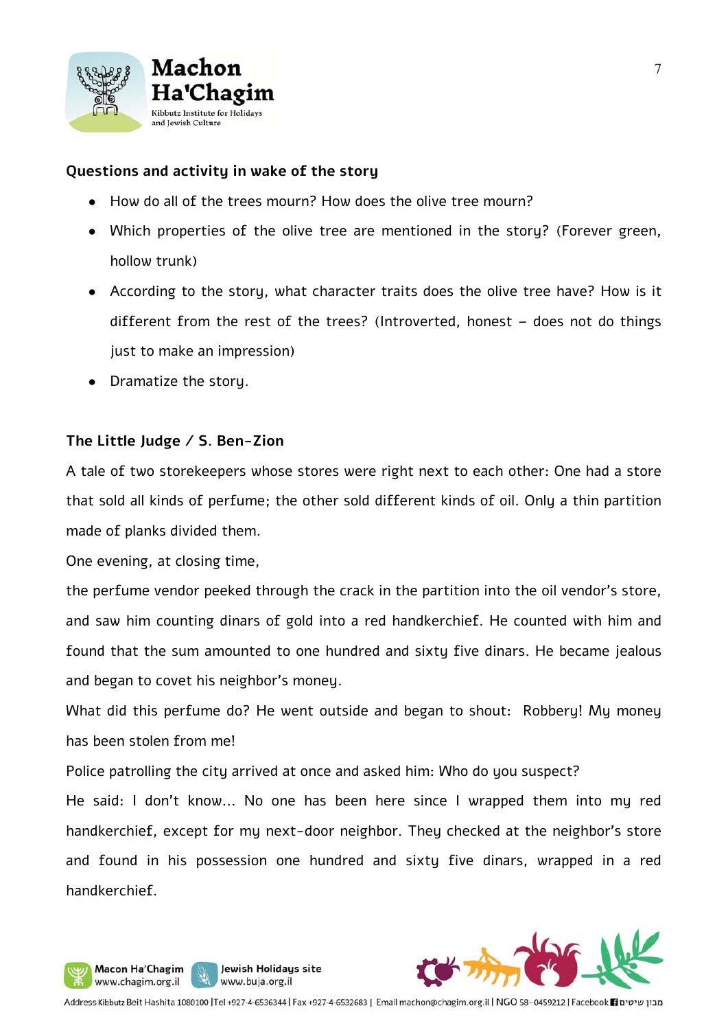**Questions and activity in wake of the story**

- How do all of the trees mourn? How does the olive tree mourn?
- Which properties of the olive tree are mentioned in the story? (Forever green, hollow trunk)
- According to the story, what character traits does the olive tree have? How is it different from the rest of the trees? (Introverted, honest – does not do things just to make an impression)
- Dramatize the story.

**The Little Judge / S. Ben-Zion**

A tale of two storekeepers whose stores were right next to each other: One had a store that sold all kinds of perfume; the other sold different kinds of oil. Only a thin partition made of planks divided them.

One evening, at closing time,

the perfume vendor peeked through the crack in the partition into the oil vendor's store, and saw him counting dinars of gold into a red handkerchief. He counted with him and found that the sum amounted to one hundred and sixty five dinars. He became jealous and began to covet his neighbor's money.

What did this perfume do? He went outside and began to shout: Robbery! My money has been stolen from me!

Police patrolling the city arrived at once and asked him: Who do you suspect?

He said: I don't know… No one has been here since I wrapped them into my red handkerchief, except for my next-door neighbor. They checked at the neighbor's store and found in his possession one hundred and sixty five dinars, wrapped in a red handkerchief.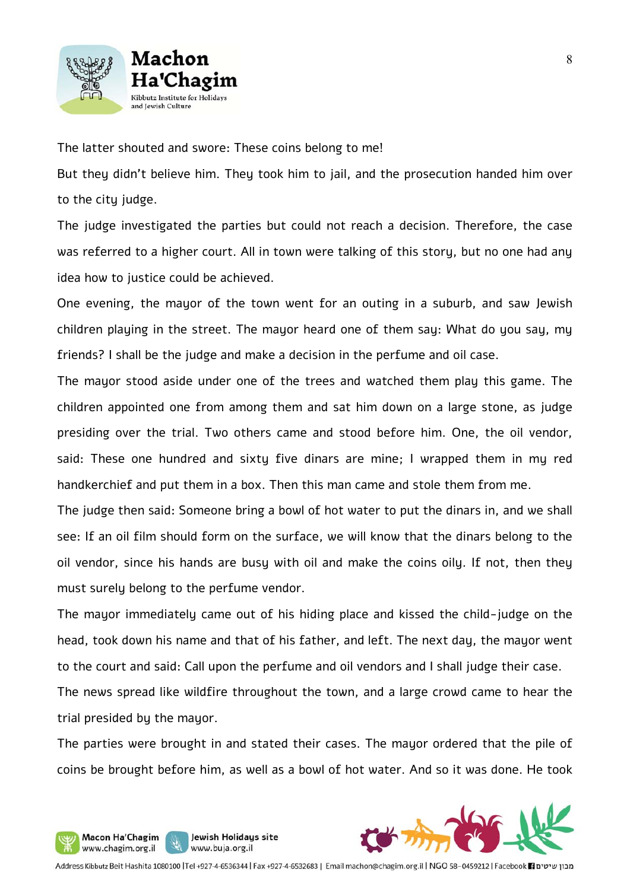The latter shouted and swore: These coins belong to me!

But they didn't believe him. They took him to jail, and the prosecution handed him over to the city judge.

The judge investigated the parties but could not reach a decision. Therefore, the case was referred to a higher court. All in town were talking of this story, but no one had any idea how to justice could be achieved.

One evening, the mayor of the town went for an outing in a suburb, and saw Jewish children playing in the street. The mayor heard one of them say: What do you say, my friends? I shall be the judge and make a decision in the perfume and oil case.

The mayor stood aside under one of the trees and watched them play this game. The children appointed one from among them and sat him down on a large stone, as judge presiding over the trial. Two others came and stood before him. One, the oil vendor, said: These one hundred and sixty five dinars are mine; I wrapped them in my red handkerchief and put them in a box. Then this man came and stole them from me.

The judge then said: Someone bring a bowl of hot water to put the dinars in, and we shall see: If an oil film should form on the surface, we will know that the dinars belong to the oil vendor, since his hands are busy with oil and make the coins oily. If not, then they must surely belong to the perfume vendor.

The mayor immediately came out of his hiding place and kissed the child-judge on the head, took down his name and that of his father, and left. The next day, the mayor went to the court and said: Call upon the perfume and oil vendors and I shall judge their case.

The news spread like wildfire throughout the town, and a large crowd came to hear the trial presided by the mayor.

The parties were brought in and stated their cases. The mayor ordered that the pile of coins be brought before him, as well as a bowl of hot water. And so it was done. He took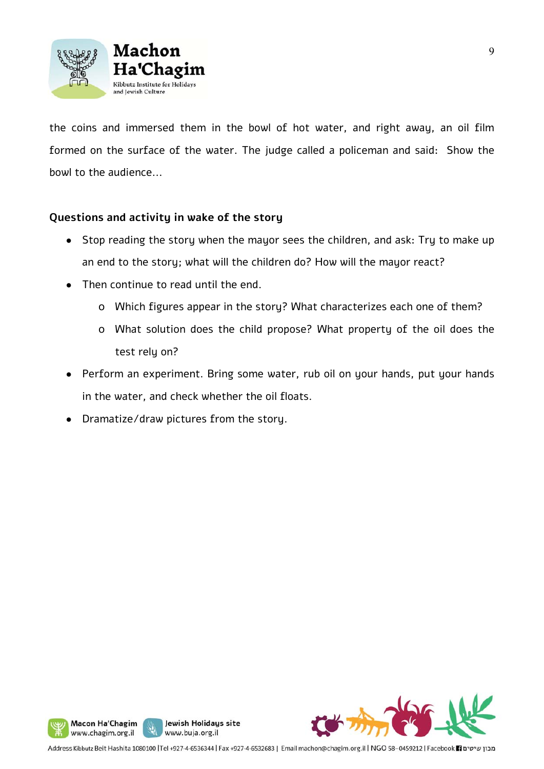the coins and immersed them in the bowl of hot water, and right away, an oil film formed on the surface of the water. The judge called a policeman and said: Show the bowl to the audience…

**Questions and activity in wake of the story**

- Stop reading the story when the mayor sees the children, and ask: Try to make up an end to the story; what will the children do? How will the mayor react?
- Then continue to read until the end.
  - Which figures appear in the story? What characterizes each one of them?
  - What solution does the child propose? What property of the oil does the test rely on?
- Perform an experiment. Bring some water, rub oil on your hands, put your hands in the water, and check whether the oil floats.
- Dramatize/draw pictures from the story.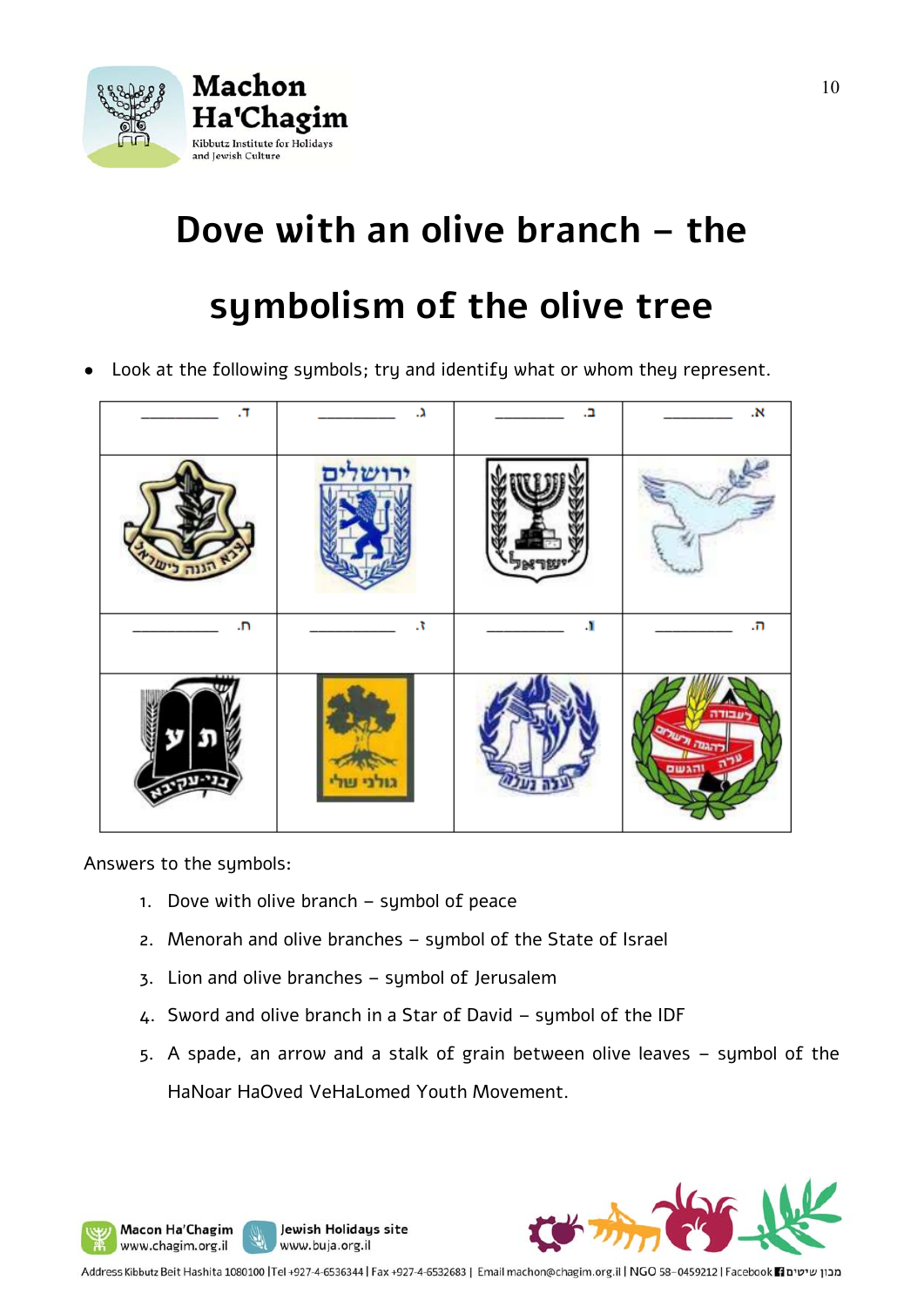# Dove with an olive branch – the symbolism of the olive tree

- Look at the following symbols; try and identify what or whom they represent.

| ד. ________ | ג. ________ | ב. ________ | א. ________ |
|---|---|---|---|
| | ירושלים | ישראל | |
| ח. ________ | ז. ________ | ו. ________ | ה. ________ |
| | | | |

Answers to the symbols:

1. Dove with olive branch – symbol of peace
2. Menorah and olive branches – symbol of the State of Israel
3. Lion and olive branches – symbol of Jerusalem
4. Sword and olive branch in a Star of David – symbol of the IDF
5. A spade, an arrow and a stalk of grain between olive leaves – symbol of the HaNoar HaOved VeHaLomed Youth Movement.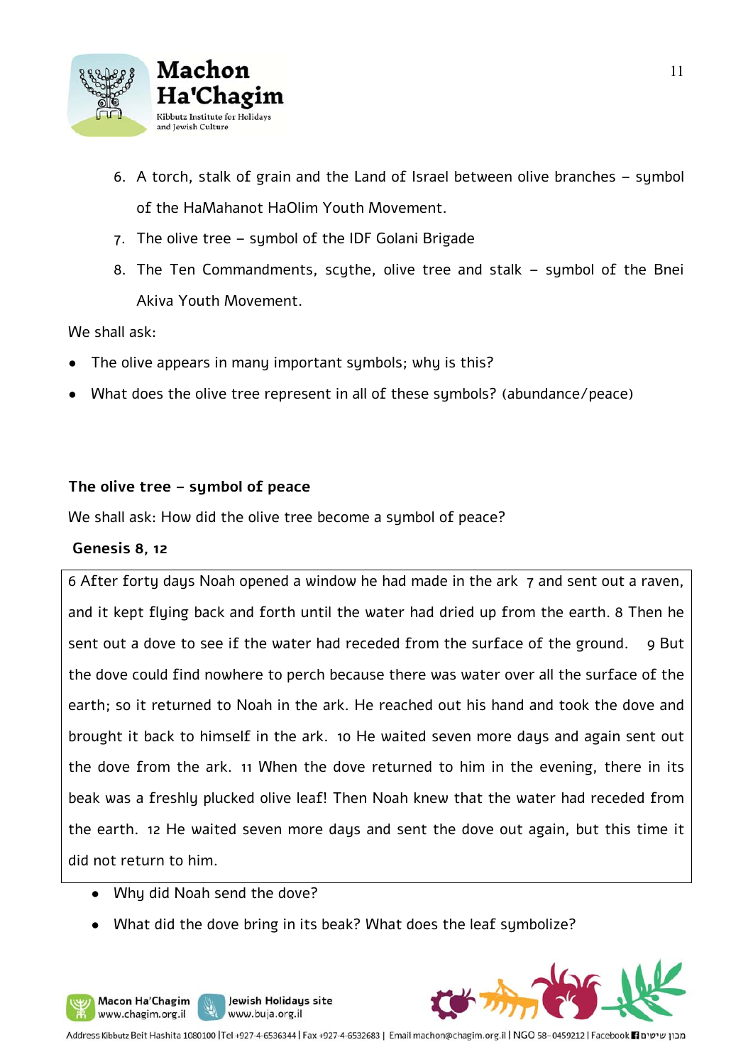6. A torch, stalk of grain and the Land of Israel between olive branches – symbol of the HaMahanot HaOlim Youth Movement.
7. The olive tree – symbol of the IDF Golani Brigade
8. The Ten Commandments, scythe, olive tree and stalk – symbol of the Bnei Akiva Youth Movement.

We shall ask:

- The olive appears in many important symbols; why is this?
- What does the olive tree represent in all of these symbols? (abundance/peace)

**The olive tree – symbol of peace**

We shall ask: How did the olive tree become a symbol of peace?

**Genesis 8, 12**

| 6 After forty days Noah opened a window he had made in the ark 7 and sent out a raven, and it kept flying back and forth until the water had dried up from the earth. 8 Then he sent out a dove to see if the water had receded from the surface of the ground. 9 But the dove could find nowhere to perch because there was water over all the surface of the earth; so it returned to Noah in the ark. He reached out his hand and took the dove and brought it back to himself in the ark. 10 He waited seven more days and again sent out the dove from the ark. 11 When the dove returned to him in the evening, there in its beak was a freshly plucked olive leaf! Then Noah knew that the water had receded from the earth. 12 He waited seven more days and sent the dove out again, but this time it did not return to him. |
|---|

- Why did Noah send the dove?
- What did the dove bring in its beak? What does the leaf symbolize?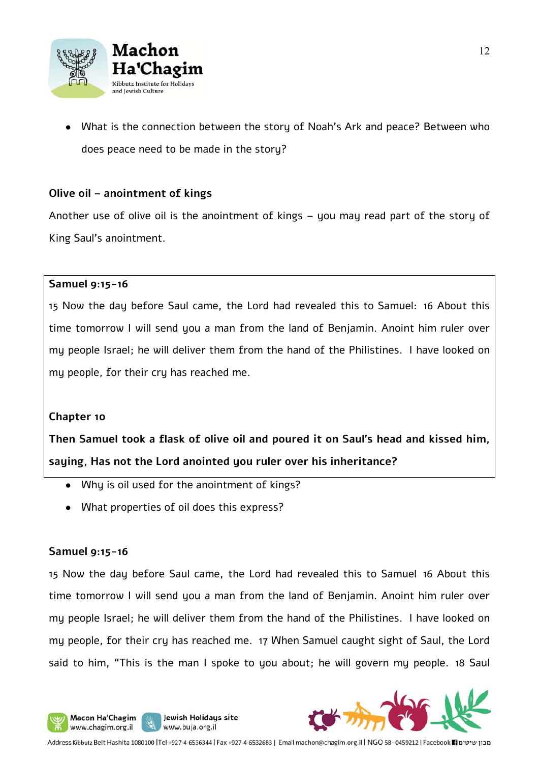- What is the connection between the story of Noah's Ark and peace? Between who does peace need to be made in the story?

**Olive oil – anointment of kings**

Another use of olive oil is the anointment of kings – you may read part of the story of King Saul's anointment.

> **Samuel 9:15-16**
>
> 15 Now the day before Saul came, the Lord had revealed this to Samuel: 16 About this time tomorrow I will send you a man from the land of Benjamin. Anoint him ruler over my people Israel; he will deliver them from the hand of the Philistines. I have looked on my people, for their cry has reached me.
>
> **Chapter 10**
>
> **Then Samuel took a flask of olive oil and poured it on Saul's head and kissed him, saying, Has not the Lord anointed you ruler over his inheritance?**

- Why is oil used for the anointment of kings?
- What properties of oil does this express?

**Samuel 9:15-16**

15 Now the day before Saul came, the Lord had revealed this to Samuel 16 About this time tomorrow I will send you a man from the land of Benjamin. Anoint him ruler over my people Israel; he will deliver them from the hand of the Philistines. I have looked on my people, for their cry has reached me. 17 When Samuel caught sight of Saul, the Lord said to him, "This is the man I spoke to you about; he will govern my people. 18 Saul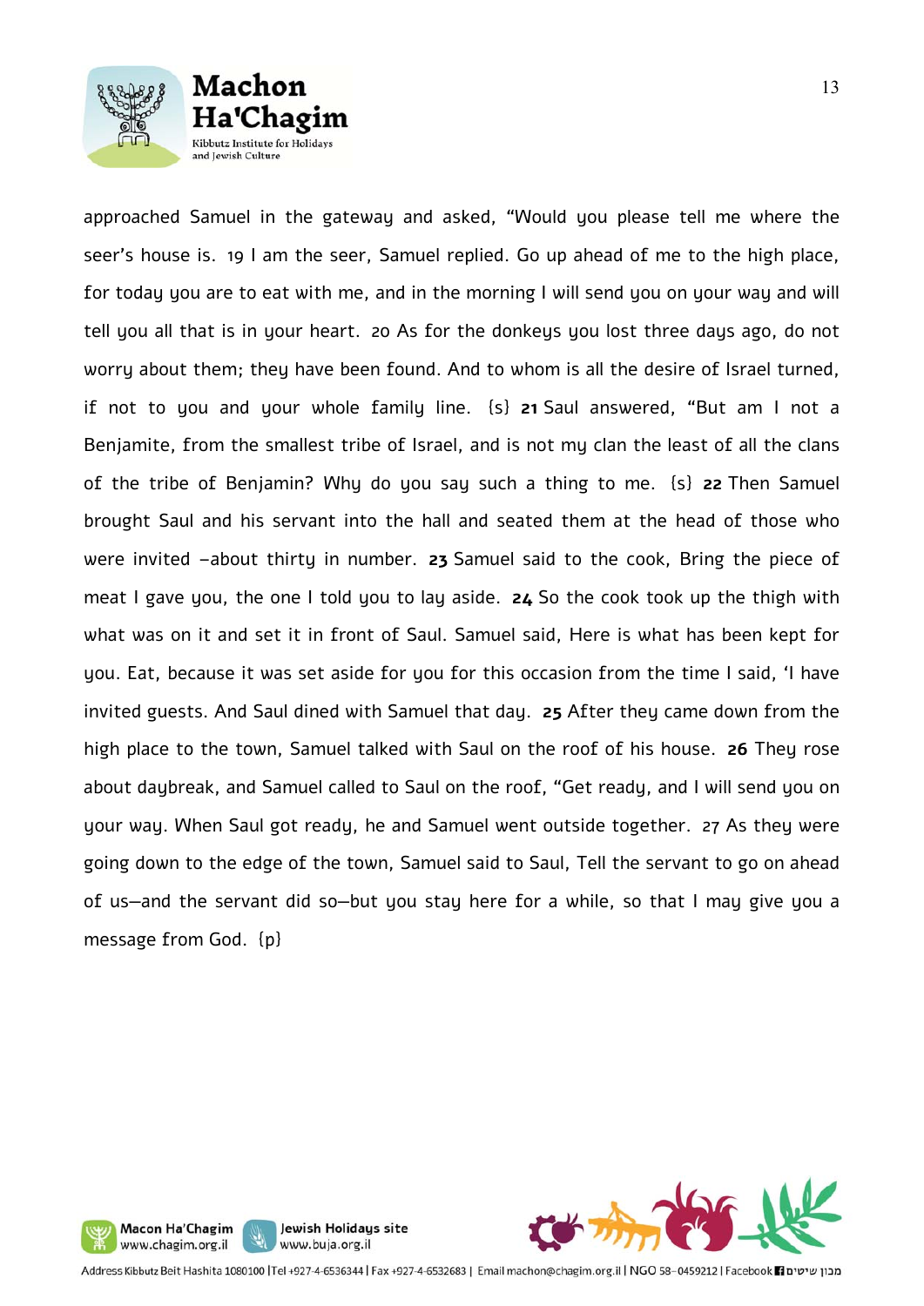approached Samuel in the gateway and asked, “Would you please tell me where the seer’s house is. 19 I am the seer, Samuel replied. Go up ahead of me to the high place, for today you are to eat with me, and in the morning I will send you on your way and will tell you all that is in your heart. 20 As for the donkeys you lost three days ago, do not worry about them; they have been found. And to whom is all the desire of Israel turned, if not to you and your whole family line. {s} **21** Saul answered, “But am I not a Benjamite, from the smallest tribe of Israel, and is not my clan the least of all the clans of the tribe of Benjamin? Why do you say such a thing to me. {s} **22** Then Samuel brought Saul and his servant into the hall and seated them at the head of those who were invited –about thirty in number. **23** Samuel said to the cook, Bring the piece of meat I gave you, the one I told you to lay aside. **24** So the cook took up the thigh with what was on it and set it in front of Saul. Samuel said, Here is what has been kept for you. Eat, because it was set aside for you for this occasion from the time I said, ‘I have invited guests. And Saul dined with Samuel that day. **25** After they came down from the high place to the town, Samuel talked with Saul on the roof of his house. **26** They rose about daybreak, and Samuel called to Saul on the roof, “Get ready, and I will send you on your way. When Saul got ready, he and Samuel went outside together. 27 As they were going down to the edge of the town, Samuel said to Saul, Tell the servant to go on ahead of us—and the servant did so—but you stay here for a while, so that I may give you a message from God. {p}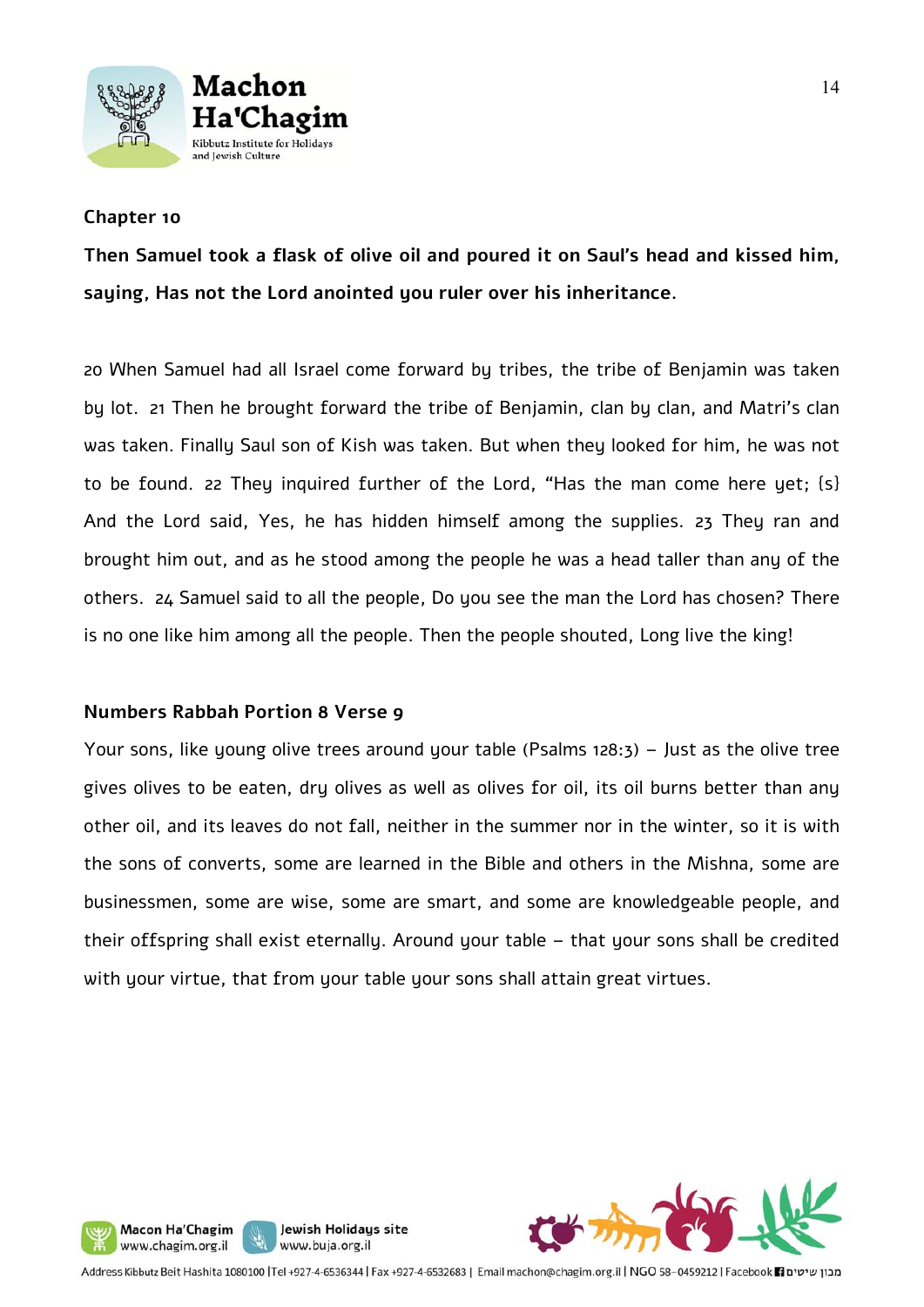**Chapter 10**

**Then Samuel took a flask of olive oil and poured it on Saul's head and kissed him, saying, Has not the Lord anointed you ruler over his inheritance.**

20 When Samuel had all Israel come forward by tribes, the tribe of Benjamin was taken by lot. 21 Then he brought forward the tribe of Benjamin, clan by clan, and Matri's clan was taken. Finally Saul son of Kish was taken. But when they looked for him, he was not to be found. 22 They inquired further of the Lord, "Has the man come here yet; {s} And the Lord said, Yes, he has hidden himself among the supplies. 23 They ran and brought him out, and as he stood among the people he was a head taller than any of the others. 24 Samuel said to all the people, Do you see the man the Lord has chosen? There is no one like him among all the people. Then the people shouted, Long live the king!

**Numbers Rabbah Portion 8 Verse 9**

Your sons, like young olive trees around your table (Psalms 128:3) – Just as the olive tree gives olives to be eaten, dry olives as well as olives for oil, its oil burns better than any other oil, and its leaves do not fall, neither in the summer nor in the winter, so it is with the sons of converts, some are learned in the Bible and others in the Mishna, some are businessmen, some are wise, some are smart, and some are knowledgeable people, and their offspring shall exist eternally. Around your table – that your sons shall be credited with your virtue, that from your table your sons shall attain great virtues.